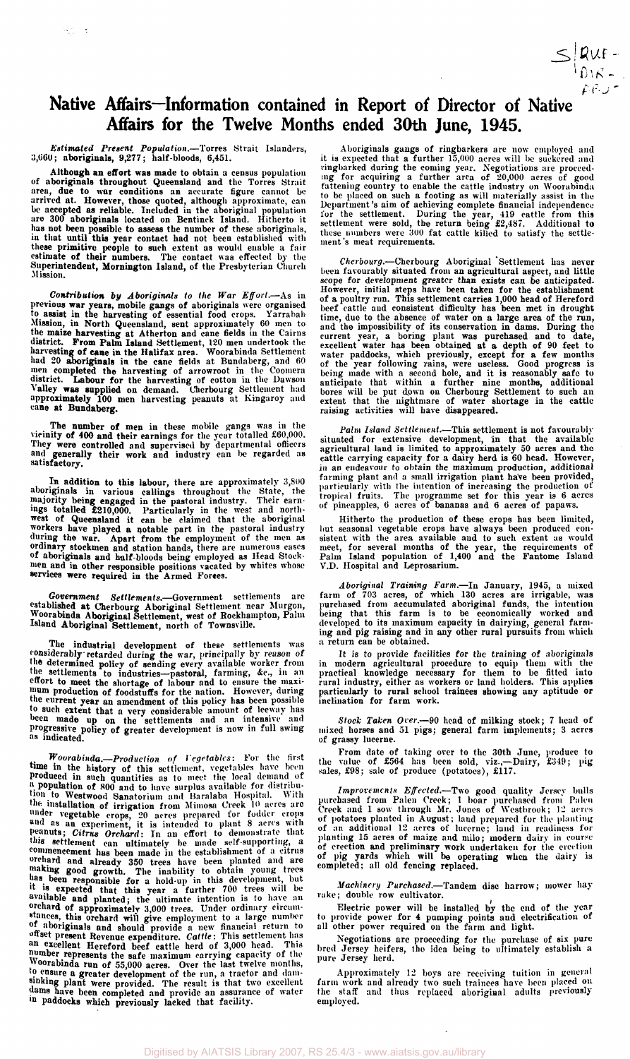# Native Affairs—Information contained in Report of Director of Native Affairs for the Twelve Months ended 30th June, 1945.

*Estimated Present Population.*—Torres Strait Islanders, 3,660; aboriginals, 9,277; half-bloods, 6,451.

Although an effort was made to obtain a census population of aboriginals throughout Queensland and the Torres Strait area, due to war conditions an accurate figure cannot be arrived at. However, those quoted, although approximate, can be accepted as reliable. Included in the aboriginal population are 300 aboriginals located on Bentinck Island. Hitherto it has not been possible to assess the number of these aboriginals, in that until this year contact had not been established with these primitive people to such extent as would enable a fair estimate of their numbers. The contact was effected by the Superintendent, Mornington Island, of the Presbyterian Church Mission.

*Contribution by Aboriginals to the War Effort.*—As in previous war years, mobile gangs of aboriginals were organised to assist in the harvesting of essential food crops. Yarrabah Mission, in North Queensland, sent approximately 60 men to the maize harvesting at Atherton and cane fields in the Cairns district. From Palm Island Settlement, 120 men undertook the harvesting of cane in the Halifax area. Woorabinda Settlement had 20 aboriginals in the cane fields at Bundaberg, and 60 men completed the harvesting of arrowroot in the Coomera district. Labour for the harvesting of cotton in the Dawson Valley was supplied on demand. Cherbourg Settlement had approximately 100 men harvesting peanuts at Kingaroy and cane at Bundaberg.

The number of men in these mobile gangs was in the vicinity of 400 and their earnings for the year totalled £60,000. They were controlled and supervised by departmental officers and generally their work and industry can be regarded as satisfactory.

In addition to this labour, there are approximately 3,800 aboriginals in various callings throughout the State, the majority being engaged in the pastoral industry. Their earnings totalled £210,000. Particularly in the west and north-west of Queensland it can be claimed that the aboriginal workers have played a notable part in the pastoral industry during the war. Apart from the employment of the men as ordinary stockmen and station hands, there are numerous cases of aboriginals and half-bloods being employed as Head Stockmen and in other responsible positions vacated by whites whose services were required in the Armed Forces.

*Government Settlements.*—Government settlements are established at Cherbourg Aboriginal Settlement near Murgon, Woorabinda Aboriginal Settlement, west of Rockhampton, Palm Island Aboriginal Settlement, north of Townsville.

The industrial development of these settlements was considerably retarded during the war, principally by reason of the determined policy of sending every available worker from the settlements to industries—pastoral, farming, &c., in an effort to meet the shortage of labour and to ensure the maximum production of foodstuffs for the nation. However, during the current year an amendment of this policy has been possible to such extent that a very considerable amount of leeway has been made up on the settlements and an intensive and progressive policy of greater development is now in full swing as indicated.

*Woorabinda.—Production of Vegetables*: For the first time in the history of this settlement, vegetables have been produced in such quantities as to meet the local demand of a population of 800 and to have surplus available for distribution to Westwood Sanatorium and Baralaba Hospital. With the installation of irrigation from Mimosa Creek 10 acres are under vegetable crops, 20 acres prepared for fodder crops and as an experiment, it is intended to plant 8 acres with peanuts; *Citrus Orchard*: In an effort to demonstrate that this settlement can ultimately be made self-supporting, a commencement has been made in the establishment of a citrus orchard and already 350 trees have been planted and are making good growth. The inability to obtain young trees has been responsible for a hold-up in this development, but it is expected that this year a further 700 trees will be available and planted; the ultimate intention is to have an orchard of approximately 3,000 trees. Under ordinary circumstances, this orchard will give employment to a large number of aboriginals and should provide a new financial return to offset present Revenue expenditure. *Cattle*: This settlement has an excellent Hereford beef cattle herd of 3,000 head. This number represents the safe maximum carrying capacity of the Woorabinda run of 55,000 acres. Over the last twelve months, to ensure a greater development of the run, a tractor and dam-sinking plant were provided. The result is that two excellent dams have been completed and provide an assurance of water in paddocks which previously lacked that facility.

Aboriginals gangs of ringbarkers are now employed and it is expected that a further 15,000 acres will be suckered and ringbarked during the coming year. Negotiations are proceeding for acquiring a further area of 20,000 acres of good fattening country to enable the cattle industry on Woorabinda to be placed on such a footing as will materially assist in the Department's aim of achieving complete financial independence for the settlement. During the year, 419 cattle from this settlement were sold, the return being £2,487. Additional to these numbers were 300 fat cattle killed to satisfy the settlement's meat requirements.

*Cherbourg.*—Cherbourg Aboriginal Settlement has never been favourably situated from an agricultural aspect, and little scope for development greater than exists can be anticipated. However, initial steps have been taken for the establishment of a poultry run. This settlement carries 1,000 head of Hereford beef cattle and consistent difficulty has been met in drought time, due to the absence of water on a large area of the run, and the impossibility of its conservation in dams. During the current year, a boring plant was purchased and to date, excellent water has been obtained at a depth of 90 feet to water paddocks, which previously, except for a few months of the year following rains, were useless. Good progress is being made with a second hole, and it is reasonably safe to anticipate that within a further nine months, additional bores will be put down on Cherbourg Settlement to such an extent that the nightmare of water shortage in the cattle raising activities will have disappeared.

*Palm Island Settlement.*—This settlement is not favourably situated for extensive development, in that the available agricultural land is limited to approximately 50 acres and the cattle carrying capacity for a dairy herd is 60 head. However, in an endeavour to obtain the maximum production, additional farming plant and a small irrigation plant have been provided, particularly with the intention of increasing the production of tropical fruits. The programme set for this year is 6 acres of pineapples, 6 acres of bananas and 6 acres of papaws.

Hitherto the production of these crops has been limited, but seasonal vegetable crops have always been produced consistent with the area available and to such extent as would meet, for several months of the year, the requirements of Palm Island population of 1,400 and the Fantome Island V.D. Hospital and Leprosarium.

*Aboriginal Training Farm.*—In January, 1945, a mixed farm of 703 acres, of which 130 acres are irrigable, was purchased from accumulated aboriginal funds, the intention being that this farm is to be economically worked and developed to its maximum capacity in dairying, general farming and pig raising and in any other rural pursuits from which a return can be obtained.

It is to provide facilities for the training of aboriginals in modern agricultural procedure to equip them with the practical knowledge necessary for them to be fitted into rural industry, either as workers or land holders. This applies particularly to rural school trainees showing any aptitude or inclination for farm work.

*Stock Taken Over.*—90 head of milking stock; 7 head of mixed horses and 51 pigs; general farm implements; 3 acres of grassy lucerne.

From date of taking over to the 30th June, produce to the value of £564 has been sold, viz.,—Dairy, £349; pig sales, £98; sale of produce (potatoes), £117.

*Improvements Effected.*—Two good quality Jersey bulls purchased from Palen Creek; 1 boar purchased from Palen Creek and 1 sow through Mr. Jones of Westbrook; 12 acres of potatoes planted in August; land prepared for the planting of an additional 12 acres of lucerne; land in readiness for planting 15 acres of maize and milo; modern dairy in course of erection and preliminary work undertaken for the erection of pig yards which will be operating when the dairy is completed; all old fencing replaced.

*Machinery Purchased.*—Tandem disc harrow; mower hay rake; double row cultivator.

Electric power will be installed by the end of the year to provide power for 4 pumping points and electrification of all other power required on the farm and light.

Negotiations are proceeding for the purchase of six pure bred Jersey heifers, the idea being to ultimately establish a pure Jersey herd.

Approximately 12 boys are receiving tuition in general farm work and already two such trainees have been placed on the staff and thus replaced aboriginal adults previously employed.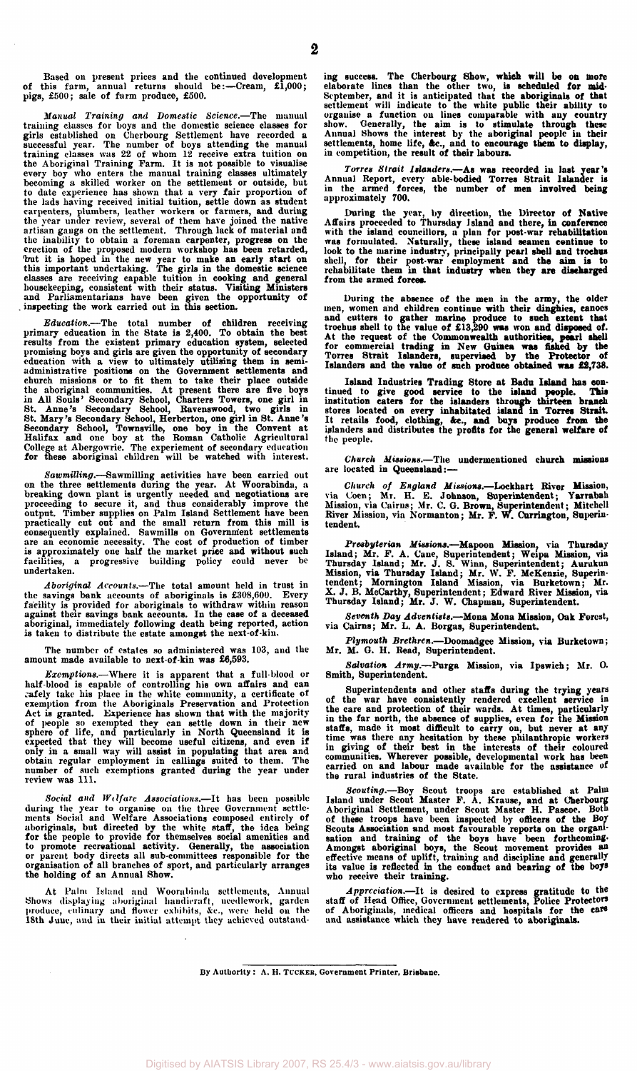Based on present prices and the continued development of this farm, annual returns should be:—Cream, £1,000; pigs, £500; sale of farm produce, £500.

*Manual Training and Domestic Science.*—The manual training classes for boys and the domestic science classes for girls established on Cherbourg Settlement have recorded a successful year. The number of boys attending the manual training classes was 22 of whom 12 receive extra tuition on the Aboriginal Training Farm. It is not possible to visualise every boy who enters the manual training classes ultimately becoming a skilled worker on the settlement or outside, but to date experience has shown that a very fair proportion of the lads having received initial tuition, settle down as student carpenters, plumbers, leather workers or farmers, and during the year under review, several of them have joined the native artisan gangs on the settlement. Through lack of material and the inability to obtain a foreman carpenter, progress on the erection of the proposed modern workshop has been retarded, but it is hoped in the new year to make an early start on this important undertaking. The girls in the domestic science classes are receiving capable tuition in cooking and general housekeeping, consistent with their status. Visiting Ministers and Parliamentarians have been given the opportunity of inspecting the work carried out in this section.

*Education.*—The total number of children receiving primary education in the State is 2,400. To obtain the best results from the existent primary education system, selected promising boys and girls are given the opportunity of secondary education with a view to ultimately utilising them in semi-administrative positions on the Government settlements and church missions or to fit them to take their place outside the aboriginal communities. At present there are five boys in All Souls' Secondary School, Charters Towers, one girl in St. Anne's Secondary School, Ravenswood, two girls in St. Mary's Secondary School, Herberton, one girl in St. Anne's Secondary School, Townsville, one boy in the Convent at Halifax and one boy at the Roman Catholic Agricultural College at Abergowrie. The experiment of secondary education for these aboriginal children will be watched with interest.

*Sawmilling.*—Sawmilling activities have been carried out on the three settlements during the year. At Woorabinda, a breaking down plant is urgently needed and negotiations are proceeding to secure it, and thus considerably improve the output. Timber supplies on Palm Island Settlement have been practically cut out and the small return from this mill is consequently explained. Sawmills on Government settlements are an economic necessity. The cost of production of timber is approximately one half the market price and without such facilities, a progressive building policy could never be undertaken.

*Aboriginal Accounts.*—The total amount held in trust in the savings bank accounts of aboriginals is £308,600. Every facility is provided for aboriginals to withdraw within reason against their savings bank accounts. In the case of a deceased aboriginal, immediately following death being reported, action is taken to distribute the estate amongst the next-of-kin.

The number of estates so administered was 103, and the amount made available to next-of-kin was £6,593.

*Exemptions.*—Where it is apparent that a full-blood or half-blood is capable of controlling his own affairs and can safely take his place in the white community, a certificate of exemption from the Aboriginals Preservation and Protection Act is granted. Experience has shown that with the majority of people so exempted they can settle down in their new sphere of life, and particularly in North Queensland it is expected that they will become useful citizens, and even if only in a small way will assist in populating that area and obtain regular employment in callings suited to them. The number of such exemptions granted during the year under review was 111.

*Social and Welfare Associations.*—It has been possible during the year to organise on the three Government settlements Social and Welfare Associations composed entirely of aboriginals, but directed by the white staff, the idea being for the people to provide for themselves social amenities and to promote recreational activity. Generally, the association or parent body directs all sub-committees responsible for the organisation of all branches of sport, and particularly arranges the holding of an Annual Show.

At Palm Island and Woorabinda settlements, Annual Shows displaying aboriginal handicraft, needlework, garden produce, culinary and flower exhibits, &c., were held on the 18th June, and in their initial attempt they achieved outstanding success. The Cherbourg Show, which will be on more elaborate lines than the other two, is scheduled for mid-September, and it is anticipated that the aboriginals of that settlement will indicate to the white public their ability to organise a function on lines comparable with any country show. Generally, the aim is to stimulate through these Annual Shows the interest by the aboriginal people in their settlements, home life, &c., and to encourage them to display, in competition, the result of their labours.

*Torres Strait Islanders.*—As was recorded in last year's Annual Report, every able-bodied Torres Strait Islander is in the armed forces, the number of men involved being approximately 700.

During the year, by direction, the Director of Native Affairs proceeded to Thursday Island and there, in conference with the island councillors, a plan for post-war rehabilitation was formulated. Naturally, these island seamen continue to look to the marine industry, principally pearl shell and trochus shell, for their post-war employment and the aim is to rehabilitate them in that industry when they are discharged from the armed forces.

During the absence of the men in the army, the older men, women and children continue with their dinghies, canoes and cutters to gather marine produce to such extent that trochus shell to the value of £13,290 was won and disposed of. At the request of the Commonwealth authorities, pearl shell for commercial trading in New Guinea was fished by the Torres Strait Islanders, supervised by the Protector of Islanders and the value of such produce obtained was £2,738.

Island Industries Trading Store at Badu Island has continued to give good service to the island people. This institution caters for the islanders through thirteen branch stores located on every inhabited island in Torres Strait. It retails food, clothing, &c., and buys produce from the islanders and distributes the profits for the general welfare of the people.

*Church Missions.*—The undermentioned church missions are located in Queensland:—

*Church of England Missions.*—Lockhart River Mission, via Coen; Mr. H. E. Johnson, Superintendent; Yarrabah Mission, via Cairns; Mr. C. G. Brown, Superintendent; Mitchell River Mission, via Normanton; Mr. F. W. Currington, Superintendent.

*Presbyterian Missions.*—Mapoon Mission, via Thursday Island; Mr. F. A. Cane, Superintendent; Weipa Mission, via Thursday Island; Mr. J. S. Winn, Superintendent; Aurukun Mission, via Thursday Island; Mr. W. F. McKenzie, Superintendent; Mornington Island Mission, via Burketown; Mr. X. J. B. McCarthy, Superintendent; Edward River Mission, via Thursday Island; Mr. J. W. Chapman, Superintendent.

*Seventh Day Adventists.*—Mona Mona Mission, Oak Forest, via Cairns; Mr. L. A. Borgas, Superintendent.

*Plymouth Brethren.*—Doomadgee Mission, via Burketown; Mr. M. G. H. Read, Superintendent.

*Salvation Army.*—Purga Mission, via Ipswich; Mr. O. Smith, Superintendent.

Superintendents and other staffs during the trying years of the war have consistently rendered excellent service in the care and protection of their wards. At times, particularly in the far north, the absence of supplies, even for the Mission staffs, made it most difficult to carry on, but never at any time was there any hesitation by these philanthropic workers in giving of their best in the interests of their coloured communities. Wherever possible, developmental work has been carried on and labour made available for the assistance of the rural industries of the State.

*Scouting.*—Boy Scout troops are established at Palm Island under Scout Master F. A. Krause, and at Cherbourg Aboriginal Settlement, under Scout Master H. Pascoe. Both of these troops have been inspected by officers of the Boy Scouts Association and most favourable reports on the organisation and training of the boys have been forthcoming. Amongst aboriginal boys, the Scout movement provides an effective means of uplift, training and discipline and generally its value is reflected in the conduct and bearing of the boys who receive their training.

*Appreciation.*—It is desired to express gratitude to the staff of Head Office, Government settlements, Police Protectors of Aboriginals, medical officers and hospitals for the care and assistance which they have rendered to aboriginals.

By Authority: A. H. TUCKER, Government Printer, Brisbane.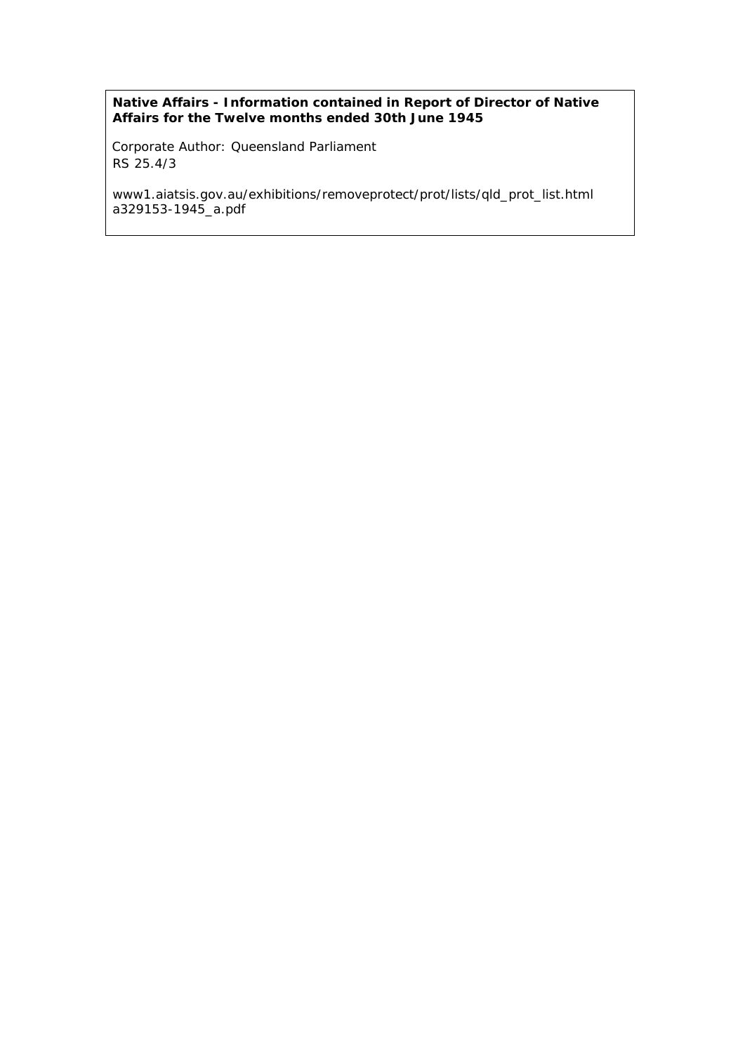**Native Affairs - Information contained in Report of Director of Native Affairs for the Twelve months ended 30th June 1945**

Corporate Author: Queensland Parliament
RS 25.4/3

www1.aiatsis.gov.au/exhibitions/removeprotect/prot/lists/qld_prot_list.html
a329153-1945_a.pdf